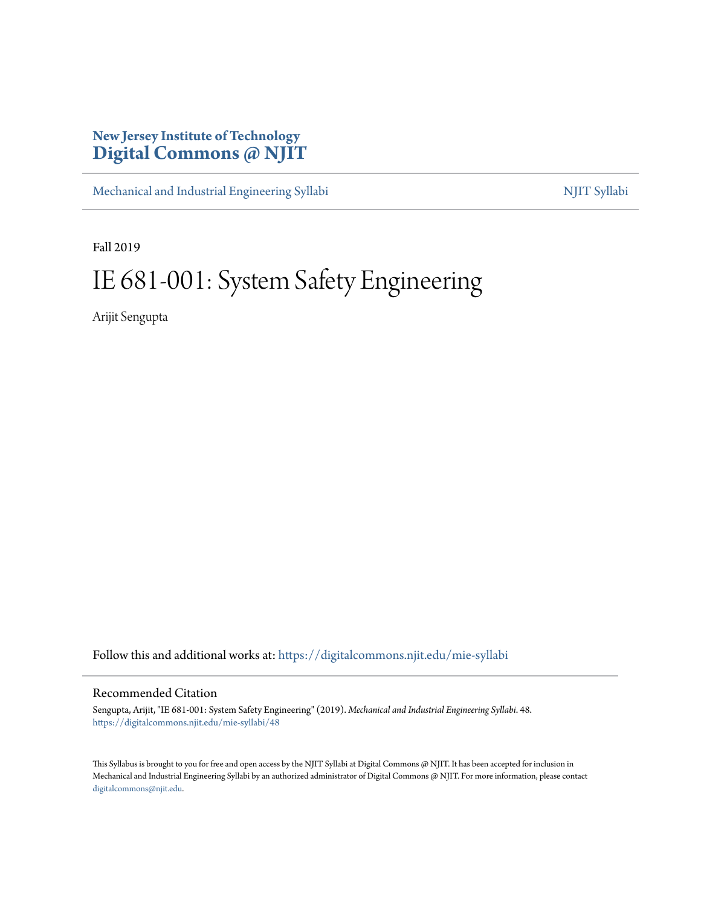New Jersey Institute of Technology
**Digital Commons @ NJIT**

Mechanical and Industrial Engineering Syllabi | NJIT Syllabi

Fall 2019

# IE 681-001: System Safety Engineering

Arijit Sengupta

Follow this and additional works at: https://digitalcommons.njit.edu/mie-syllabi

## Recommended Citation

Sengupta, Arijit, "IE 681-001: System Safety Engineering" (2019). *Mechanical and Industrial Engineering Syllabi*. 48.
https://digitalcommons.njit.edu/mie-syllabi/48

This Syllabus is brought to you for free and open access by the NJIT Syllabi at Digital Commons @ NJIT. It has been accepted for inclusion in Mechanical and Industrial Engineering Syllabi by an authorized administrator of Digital Commons @ NJIT. For more information, please contact digitalcommons@njit.edu.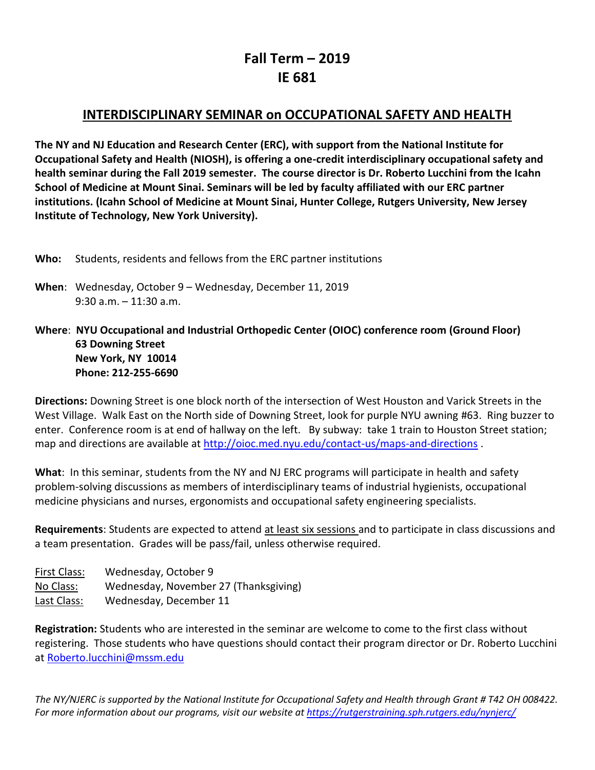# Fall Term – 2019
# IE 681

## INTERDISCIPLINARY SEMINAR on OCCUPATIONAL SAFETY AND HEALTH

**The NY and NJ Education and Research Center (ERC), with support from the National Institute for Occupational Safety and Health (NIOSH), is offering a one-credit interdisciplinary occupational safety and health seminar during the Fall 2019 semester. The course director is Dr. Roberto Lucchini from the Icahn School of Medicine at Mount Sinai. Seminars will be led by faculty affiliated with our ERC partner institutions. (Icahn School of Medicine at Mount Sinai, Hunter College, Rutgers University, New Jersey Institute of Technology, New York University).**

**Who:** Students, residents and fellows from the ERC partner institutions

**When**: Wednesday, October 9 – Wednesday, December 11, 2019
9:30 a.m. – 11:30 a.m.

**Where**: **NYU Occupational and Industrial Orthopedic Center (OIOC) conference room (Ground Floor)**
**63 Downing Street**
**New York, NY 10014**
**Phone: 212-255-6690**

**Directions:** Downing Street is one block north of the intersection of West Houston and Varick Streets in the West Village. Walk East on the North side of Downing Street, look for purple NYU awning #63. Ring buzzer to enter. Conference room is at end of hallway on the left. By subway: take 1 train to Houston Street station; map and directions are available at http://oioc.med.nyu.edu/contact-us/maps-and-directions .

**What**: In this seminar, students from the NY and NJ ERC programs will participate in health and safety problem-solving discussions as members of interdisciplinary teams of industrial hygienists, occupational medicine physicians and nurses, ergonomists and occupational safety engineering specialists.

**Requirements**: Students are expected to attend at least six sessions and to participate in class discussions and a team presentation. Grades will be pass/fail, unless otherwise required.

First Class: Wednesday, October 9
No Class: Wednesday, November 27 (Thanksgiving)
Last Class: Wednesday, December 11

**Registration:** Students who are interested in the seminar are welcome to come to the first class without registering. Those students who have questions should contact their program director or Dr. Roberto Lucchini at Roberto.lucchini@mssm.edu

*The NY/NJERC is supported by the National Institute for Occupational Safety and Health through Grant # T42 OH 008422. For more information about our programs, visit our website at https://rutgerstraining.sph.rutgers.edu/nynjerc/*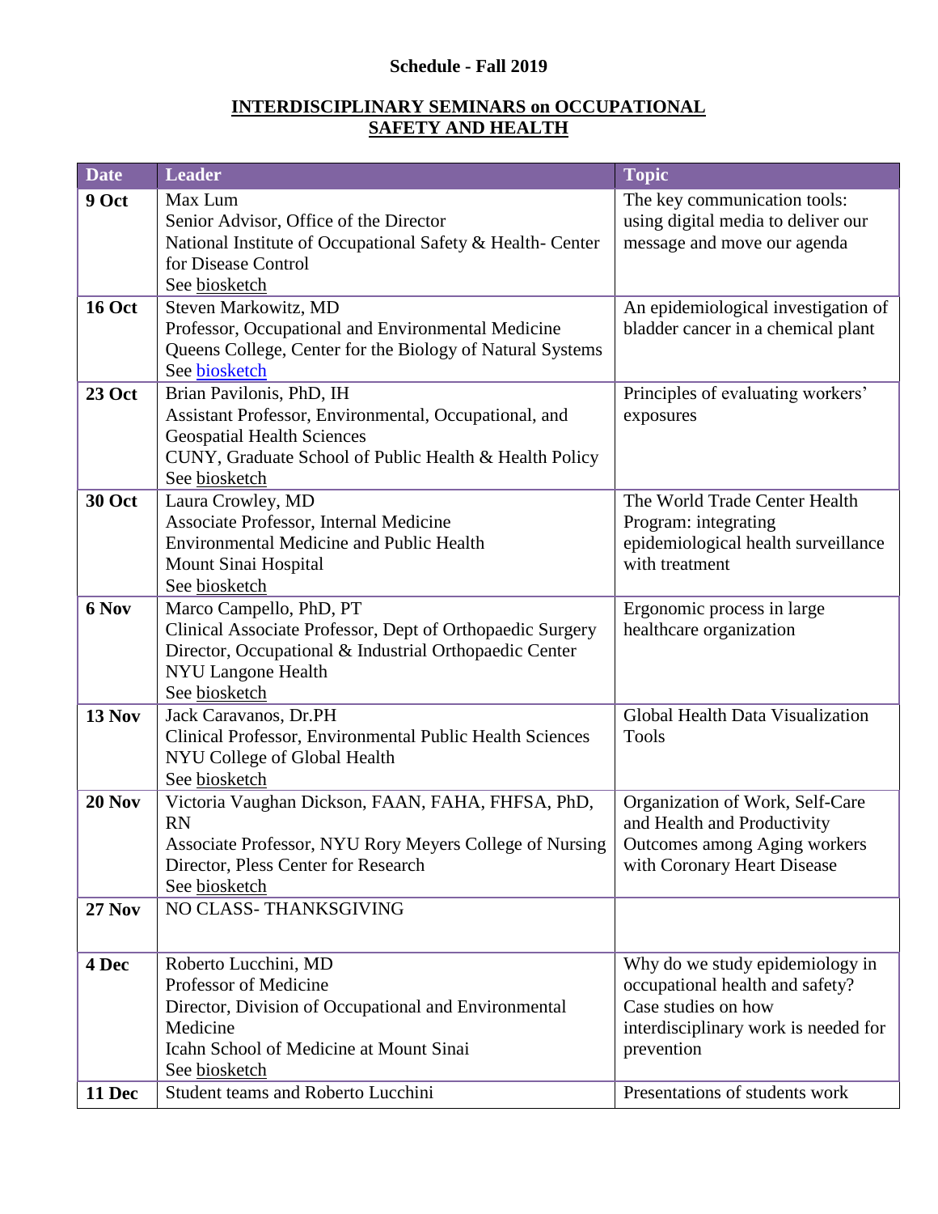**Schedule - Fall 2019**

**INTERDISCIPLINARY SEMINARS on OCCUPATIONAL SAFETY AND HEALTH**

| Date | Leader | Topic |
|---|---|---|
| **9 Oct** | Max Lum<br>Senior Advisor, Office of the Director<br>National Institute of Occupational Safety & Health- Center for Disease Control<br>See biosketch | The key communication tools: using digital media to deliver our message and move our agenda |
| **16 Oct** | Steven Markowitz, MD<br>Professor, Occupational and Environmental Medicine<br>Queens College, Center for the Biology of Natural Systems<br>See biosketch | An epidemiological investigation of bladder cancer in a chemical plant |
| **23 Oct** | Brian Pavilonis, PhD, IH<br>Assistant Professor, Environmental, Occupational, and Geospatial Health Sciences<br>CUNY, Graduate School of Public Health & Health Policy<br>See biosketch | Principles of evaluating workers' exposures |
| **30 Oct** | Laura Crowley, MD<br>Associate Professor, Internal Medicine<br>Environmental Medicine and Public Health<br>Mount Sinai Hospital<br>See biosketch | The World Trade Center Health Program: integrating epidemiological health surveillance with treatment |
| **6 Nov** | Marco Campello, PhD, PT<br>Clinical Associate Professor, Dept of Orthopaedic Surgery<br>Director, Occupational & Industrial Orthopaedic Center<br>NYU Langone Health<br>See biosketch | Ergonomic process in large healthcare organization |
| **13 Nov** | Jack Caravanos, Dr.PH<br>Clinical Professor, Environmental Public Health Sciences<br>NYU College of Global Health<br>See biosketch | Global Health Data Visualization Tools |
| **20 Nov** | Victoria Vaughan Dickson, FAAN, FAHA, FHFSA, PhD, RN<br>Associate Professor, NYU Rory Meyers College of Nursing<br>Director, Pless Center for Research<br>See biosketch | Organization of Work, Self-Care and Health and Productivity Outcomes among Aging workers with Coronary Heart Disease |
| **27 Nov** | NO CLASS- THANKSGIVING | |
| **4 Dec** | Roberto Lucchini, MD<br>Professor of Medicine<br>Director, Division of Occupational and Environmental Medicine<br>Icahn School of Medicine at Mount Sinai<br>See biosketch | Why do we study epidemiology in occupational health and safety? Case studies on how interdisciplinary work is needed for prevention |
| **11 Dec** | Student teams and Roberto Lucchini | Presentations of students work |